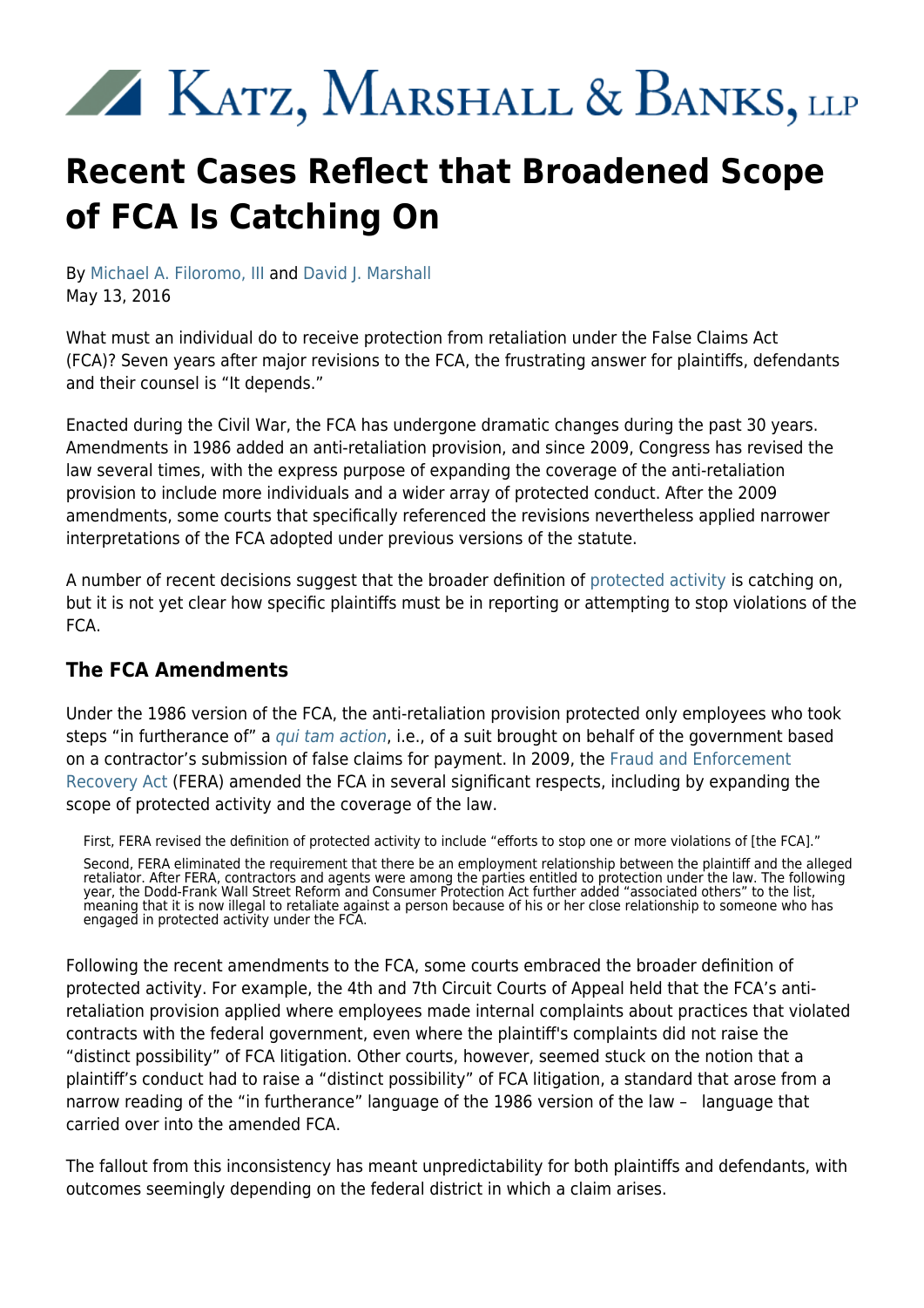Katz, Marshall & Banks, LLP

# Recent Cases Reflect that Broadened Scope of FCA Is Catching On

By Michael A. Filoromo, III and David J. Marshall
May 13, 2016

What must an individual do to receive protection from retaliation under the False Claims Act (FCA)? Seven years after major revisions to the FCA, the frustrating answer for plaintiffs, defendants and their counsel is "It depends."

Enacted during the Civil War, the FCA has undergone dramatic changes during the past 30 years. Amendments in 1986 added an anti-retaliation provision, and since 2009, Congress has revised the law several times, with the express purpose of expanding the coverage of the anti-retaliation provision to include more individuals and a wider array of protected conduct. After the 2009 amendments, some courts that specifically referenced the revisions nevertheless applied narrower interpretations of the FCA adopted under previous versions of the statute.

A number of recent decisions suggest that the broader definition of protected activity is catching on, but it is not yet clear how specific plaintiffs must be in reporting or attempting to stop violations of the FCA.

## The FCA Amendments

Under the 1986 version of the FCA, the anti-retaliation provision protected only employees who took steps "in furtherance of" a *qui tam action*, i.e., of a suit brought on behalf of the government based on a contractor's submission of false claims for payment. In 2009, the Fraud and Enforcement Recovery Act (FERA) amended the FCA in several significant respects, including by expanding the scope of protected activity and the coverage of the law.

> First, FERA revised the definition of protected activity to include "efforts to stop one or more violations of [the FCA]."
>
> Second, FERA eliminated the requirement that there be an employment relationship between the plaintiff and the alleged retaliator. After FERA, contractors and agents were among the parties entitled to protection under the law. The following year, the Dodd-Frank Wall Street Reform and Consumer Protection Act further added "associated others" to the list, meaning that it is now illegal to retaliate against a person because of his or her close relationship to someone who has engaged in protected activity under the FCA.

Following the recent amendments to the FCA, some courts embraced the broader definition of protected activity. For example, the 4th and 7th Circuit Courts of Appeal held that the FCA's anti-retaliation provision applied where employees made internal complaints about practices that violated contracts with the federal government, even where the plaintiff's complaints did not raise the "distinct possibility" of FCA litigation. Other courts, however, seemed stuck on the notion that a plaintiff's conduct had to raise a "distinct possibility" of FCA litigation, a standard that arose from a narrow reading of the "in furtherance" language of the 1986 version of the law – language that carried over into the amended FCA.

The fallout from this inconsistency has meant unpredictability for both plaintiffs and defendants, with outcomes seemingly depending on the federal district in which a claim arises.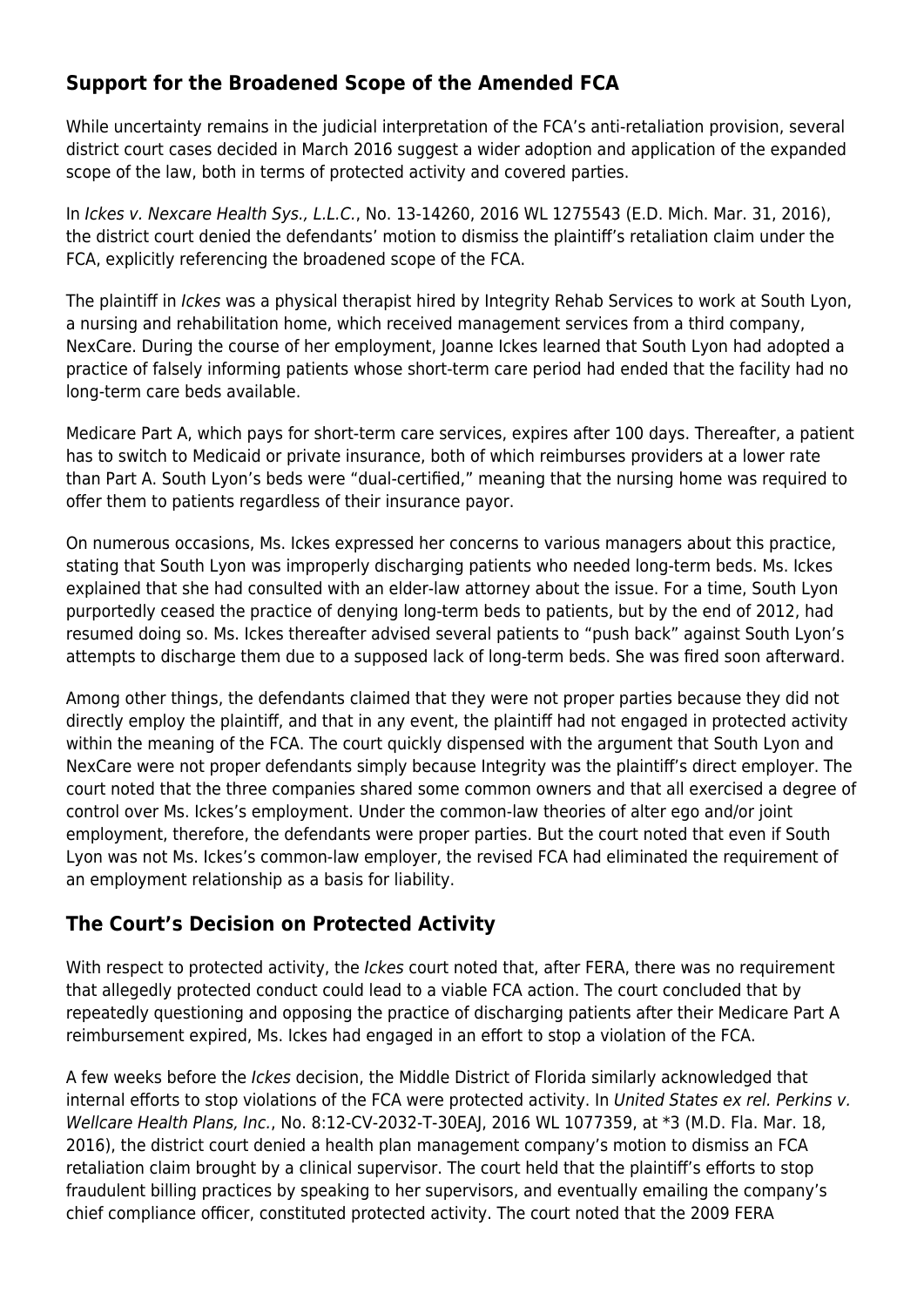## Support for the Broadened Scope of the Amended FCA

While uncertainty remains in the judicial interpretation of the FCA's anti-retaliation provision, several district court cases decided in March 2016 suggest a wider adoption and application of the expanded scope of the law, both in terms of protected activity and covered parties.

In *Ickes v. Nexcare Health Sys., L.L.C.*, No. 13-14260, 2016 WL 1275543 (E.D. Mich. Mar. 31, 2016), the district court denied the defendants' motion to dismiss the plaintiff's retaliation claim under the FCA, explicitly referencing the broadened scope of the FCA.

The plaintiff in *Ickes* was a physical therapist hired by Integrity Rehab Services to work at South Lyon, a nursing and rehabilitation home, which received management services from a third company, NexCare. During the course of her employment, Joanne Ickes learned that South Lyon had adopted a practice of falsely informing patients whose short-term care period had ended that the facility had no long-term care beds available.

Medicare Part A, which pays for short-term care services, expires after 100 days. Thereafter, a patient has to switch to Medicaid or private insurance, both of which reimburses providers at a lower rate than Part A. South Lyon's beds were "dual-certified," meaning that the nursing home was required to offer them to patients regardless of their insurance payor.

On numerous occasions, Ms. Ickes expressed her concerns to various managers about this practice, stating that South Lyon was improperly discharging patients who needed long-term beds. Ms. Ickes explained that she had consulted with an elder-law attorney about the issue. For a time, South Lyon purportedly ceased the practice of denying long-term beds to patients, but by the end of 2012, had resumed doing so. Ms. Ickes thereafter advised several patients to "push back" against South Lyon's attempts to discharge them due to a supposed lack of long-term beds. She was fired soon afterward.

Among other things, the defendants claimed that they were not proper parties because they did not directly employ the plaintiff, and that in any event, the plaintiff had not engaged in protected activity within the meaning of the FCA. The court quickly dispensed with the argument that South Lyon and NexCare were not proper defendants simply because Integrity was the plaintiff's direct employer. The court noted that the three companies shared some common owners and that all exercised a degree of control over Ms. Ickes's employment. Under the common-law theories of alter ego and/or joint employment, therefore, the defendants were proper parties. But the court noted that even if South Lyon was not Ms. Ickes's common-law employer, the revised FCA had eliminated the requirement of an employment relationship as a basis for liability.

## The Court's Decision on Protected Activity

With respect to protected activity, the *Ickes* court noted that, after FERA, there was no requirement that allegedly protected conduct could lead to a viable FCA action. The court concluded that by repeatedly questioning and opposing the practice of discharging patients after their Medicare Part A reimbursement expired, Ms. Ickes had engaged in an effort to stop a violation of the FCA.

A few weeks before the *Ickes* decision, the Middle District of Florida similarly acknowledged that internal efforts to stop violations of the FCA were protected activity. In *United States ex rel. Perkins v. Wellcare Health Plans, Inc.*, No. 8:12-CV-2032-T-30EAJ, 2016 WL 1077359, at *3 (M.D. Fla. Mar. 18, 2016), the district court denied a health plan management company's motion to dismiss an FCA retaliation claim brought by a clinical supervisor. The court held that the plaintiff's efforts to stop fraudulent billing practices by speaking to her supervisors, and eventually emailing the company's chief compliance officer, constituted protected activity. The court noted that the 2009 FERA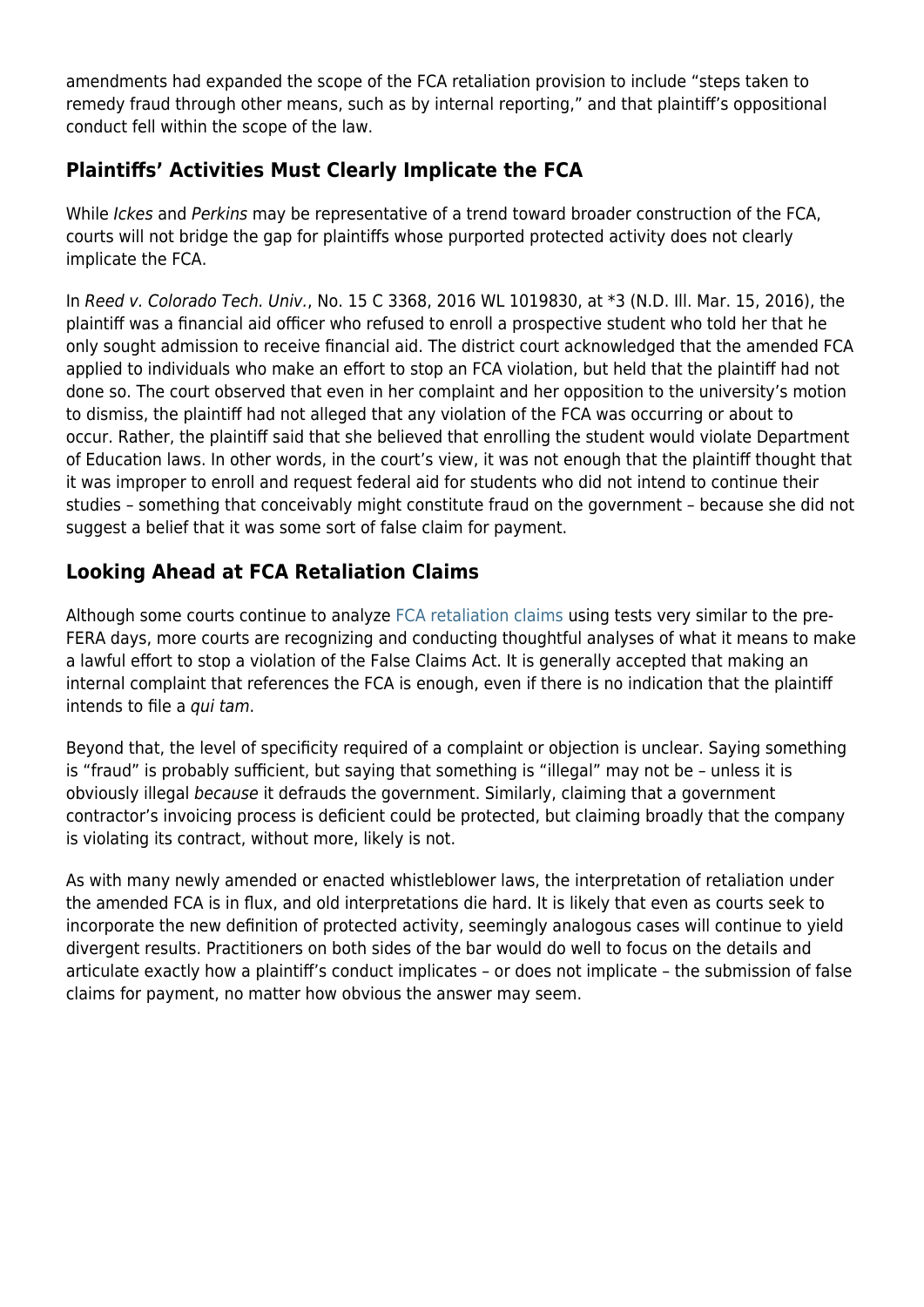amendments had expanded the scope of the FCA retaliation provision to include "steps taken to remedy fraud through other means, such as by internal reporting," and that plaintiff's oppositional conduct fell within the scope of the law.

## Plaintiffs' Activities Must Clearly Implicate the FCA

While *Ickes* and *Perkins* may be representative of a trend toward broader construction of the FCA, courts will not bridge the gap for plaintiffs whose purported protected activity does not clearly implicate the FCA.

In *Reed v. Colorado Tech. Univ.*, No. 15 C 3368, 2016 WL 1019830, at *3 (N.D. Ill. Mar. 15, 2016), the plaintiff was a financial aid officer who refused to enroll a prospective student who told her that he only sought admission to receive financial aid. The district court acknowledged that the amended FCA applied to individuals who make an effort to stop an FCA violation, but held that the plaintiff had not done so. The court observed that even in her complaint and her opposition to the university's motion to dismiss, the plaintiff had not alleged that any violation of the FCA was occurring or about to occur. Rather, the plaintiff said that she believed that enrolling the student would violate Department of Education laws. In other words, in the court's view, it was not enough that the plaintiff thought that it was improper to enroll and request federal aid for students who did not intend to continue their studies – something that conceivably might constitute fraud on the government – because she did not suggest a belief that it was some sort of false claim for payment.

## Looking Ahead at FCA Retaliation Claims

Although some courts continue to analyze FCA retaliation claims using tests very similar to the pre-FERA days, more courts are recognizing and conducting thoughtful analyses of what it means to make a lawful effort to stop a violation of the False Claims Act. It is generally accepted that making an internal complaint that references the FCA is enough, even if there is no indication that the plaintiff intends to file a *qui tam*.

Beyond that, the level of specificity required of a complaint or objection is unclear. Saying something is "fraud" is probably sufficient, but saying that something is "illegal" may not be – unless it is obviously illegal *because* it defrauds the government. Similarly, claiming that a government contractor's invoicing process is deficient could be protected, but claiming broadly that the company is violating its contract, without more, likely is not.

As with many newly amended or enacted whistleblower laws, the interpretation of retaliation under the amended FCA is in flux, and old interpretations die hard. It is likely that even as courts seek to incorporate the new definition of protected activity, seemingly analogous cases will continue to yield divergent results. Practitioners on both sides of the bar would do well to focus on the details and articulate exactly how a plaintiff's conduct implicates – or does not implicate – the submission of false claims for payment, no matter how obvious the answer may seem.